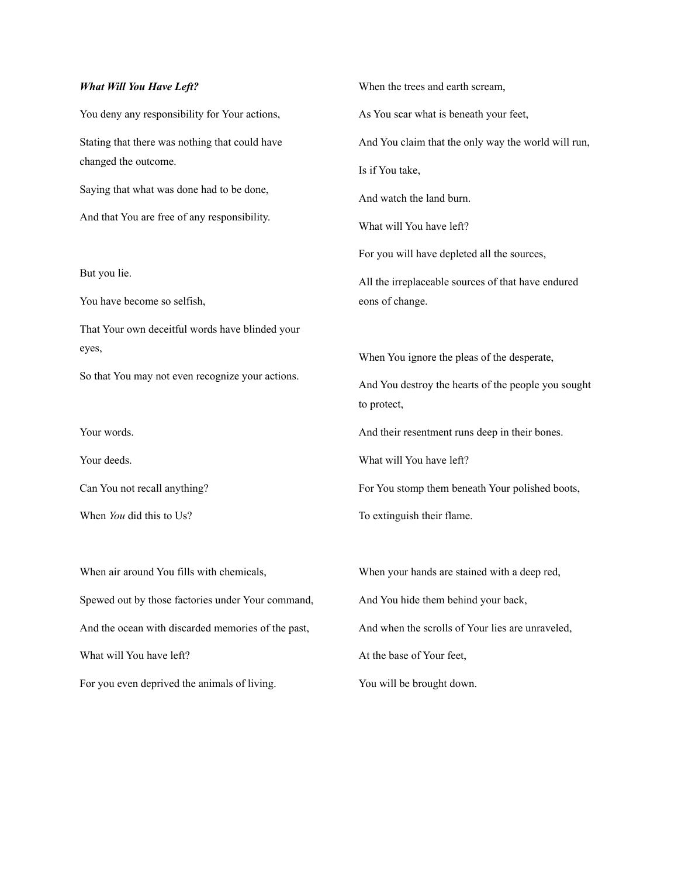***What Will You Have Left?***

You deny any responsibility for Your actions,

Stating that there was nothing that could have changed the outcome.

Saying that what was done had to be done,

And that You are free of any responsibility.

But you lie.

You have become so selfish,

That Your own deceitful words have blinded your eyes,

So that You may not even recognize your actions.

Your words.

Your deeds.

Can You not recall anything?

When *You* did this to Us?

When air around You fills with chemicals,

Spewed out by those factories under Your command,

And the ocean with discarded memories of the past,

What will You have left?

For you even deprived the animals of living.

When the trees and earth scream,

As You scar what is beneath your feet,

And You claim that the only way the world will run,

Is if You take,

And watch the land burn.

What will You have left?

For you will have depleted all the sources,

All the irreplaceable sources of that have endured eons of change.

When You ignore the pleas of the desperate,

And You destroy the hearts of the people you sought to protect,

And their resentment runs deep in their bones.

What will You have left?

For You stomp them beneath Your polished boots,

To extinguish their flame.

When your hands are stained with a deep red,

And You hide them behind your back,

And when the scrolls of Your lies are unraveled,

At the base of Your feet,

You will be brought down.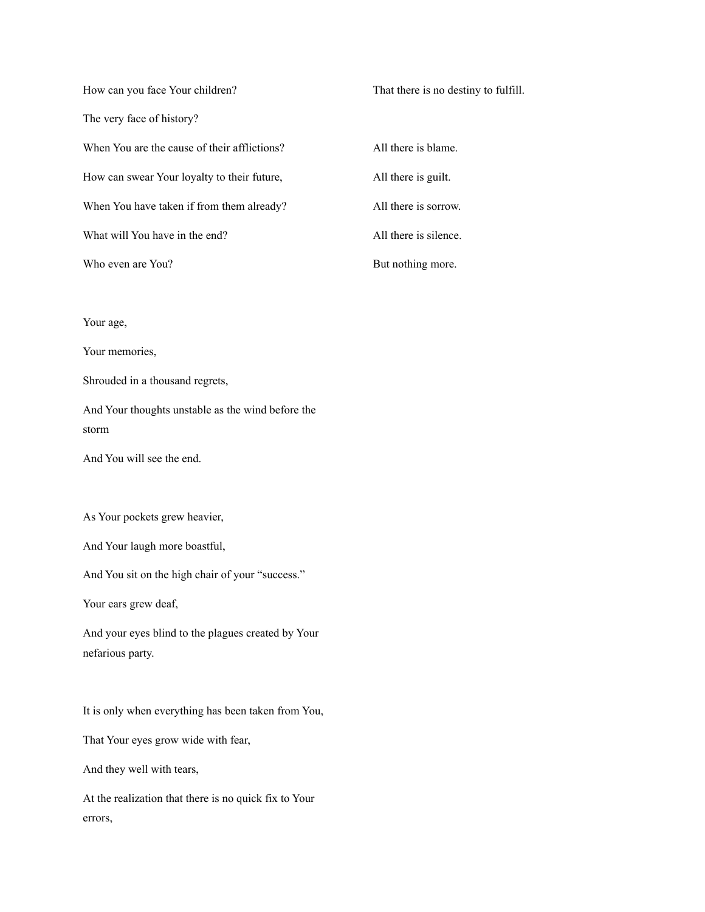How can you face Your children?

The very face of history?

When You are the cause of their afflictions?

How can swear Your loyalty to their future,

When You have taken if from them already?

What will You have in the end?

Who even are You?

Your age,

Your memories,

Shrouded in a thousand regrets,

And Your thoughts unstable as the wind before the storm

And You will see the end.

As Your pockets grew heavier,

And Your laugh more boastful,

And You sit on the high chair of your "success."

Your ears grew deaf,

And your eyes blind to the plagues created by Your nefarious party.

It is only when everything has been taken from You,

That Your eyes grow wide with fear,

And they well with tears,

At the realization that there is no quick fix to Your errors,

That there is no destiny to fulfill.

All there is blame.

All there is guilt.

All there is sorrow.

All there is silence.

But nothing more.